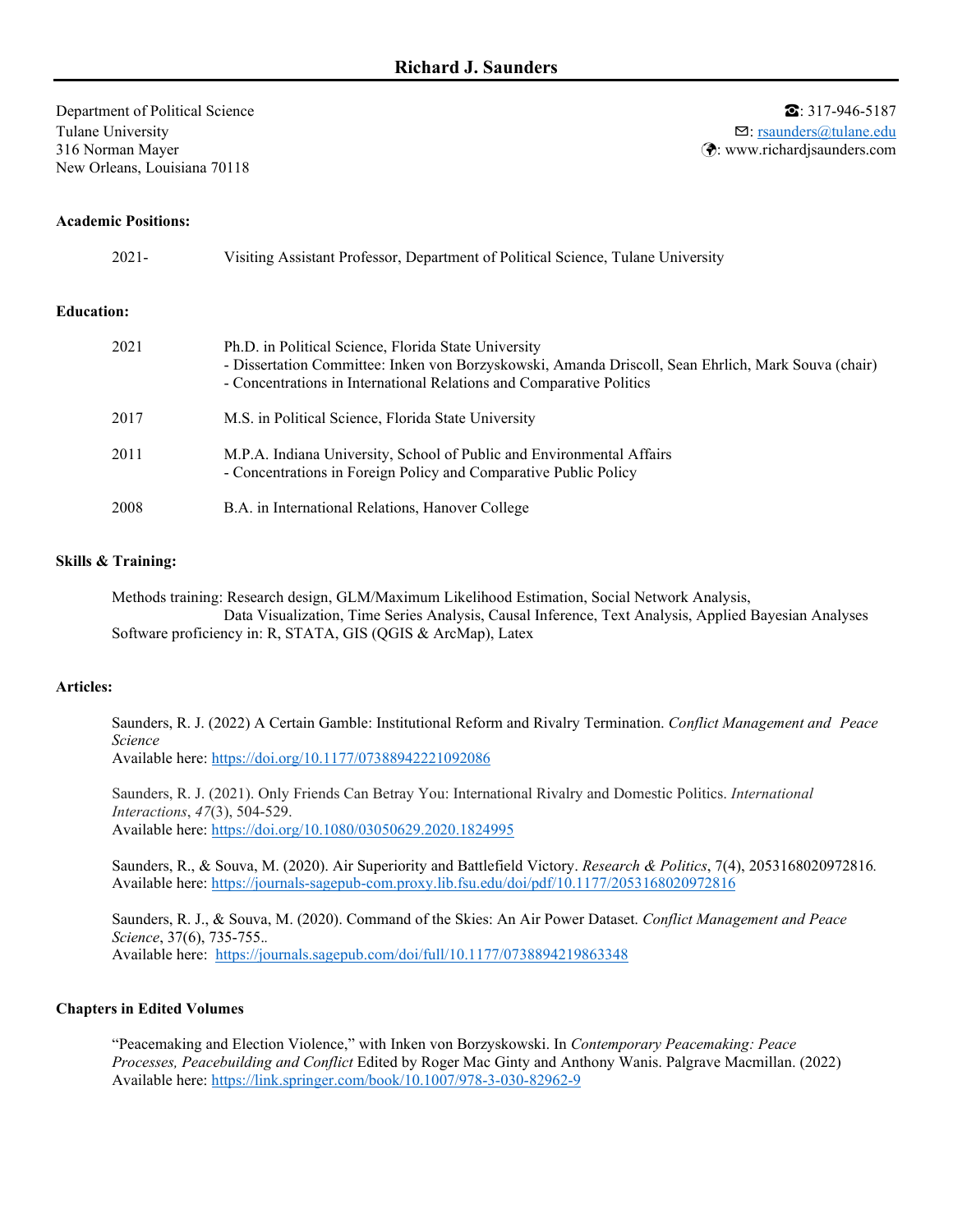# Richard J. Saunders

Department of Political Science
Tulane University
316 Norman Mayer
New Orleans, Louisiana 70118

☎: 317-946-5187
✉: rsaunders@tulane.edu
🌍: www.richardjsaunders.com

**Academic Positions:**

2021- Visiting Assistant Professor, Department of Political Science, Tulane University

**Education:**

2021 Ph.D. in Political Science, Florida State University
- Dissertation Committee: Inken von Borzyskowski, Amanda Driscoll, Sean Ehrlich, Mark Souva (chair)
- Concentrations in International Relations and Comparative Politics

2017 M.S. in Political Science, Florida State University

2011 M.P.A. Indiana University, School of Public and Environmental Affairs
- Concentrations in Foreign Policy and Comparative Public Policy

2008 B.A. in International Relations, Hanover College

**Skills & Training:**

Methods training: Research design, GLM/Maximum Likelihood Estimation, Social Network Analysis, Data Visualization, Time Series Analysis, Causal Inference, Text Analysis, Applied Bayesian Analyses
Software proficiency in: R, STATA, GIS (QGIS & ArcMap), Latex

**Articles:**

Saunders, R. J. (2022) A Certain Gamble: Institutional Reform and Rivalry Termination. *Conflict Management and Peace Science*
Available here: https://doi.org/10.1177/07388942221092086

Saunders, R. J. (2021). Only Friends Can Betray You: International Rivalry and Domestic Politics. *International Interactions*, *47*(3), 504-529.
Available here: https://doi.org/10.1080/03050629.2020.1824995

Saunders, R., & Souva, M. (2020). Air Superiority and Battlefield Victory. *Research & Politics*, 7(4), 2053168020972816.
Available here: https://journals-sagepub-com.proxy.lib.fsu.edu/doi/pdf/10.1177/2053168020972816

Saunders, R. J., & Souva, M. (2020). Command of the Skies: An Air Power Dataset. *Conflict Management and Peace Science*, 37(6), 735-755..
Available here: https://journals.sagepub.com/doi/full/10.1177/0738894219863348

**Chapters in Edited Volumes**

"Peacemaking and Election Violence," with Inken von Borzyskowski. In *Contemporary Peacemaking: Peace Processes, Peacebuilding and Conflict* Edited by Roger Mac Ginty and Anthony Wanis. Palgrave Macmillan. (2022)
Available here: https://link.springer.com/book/10.1007/978-3-030-82962-9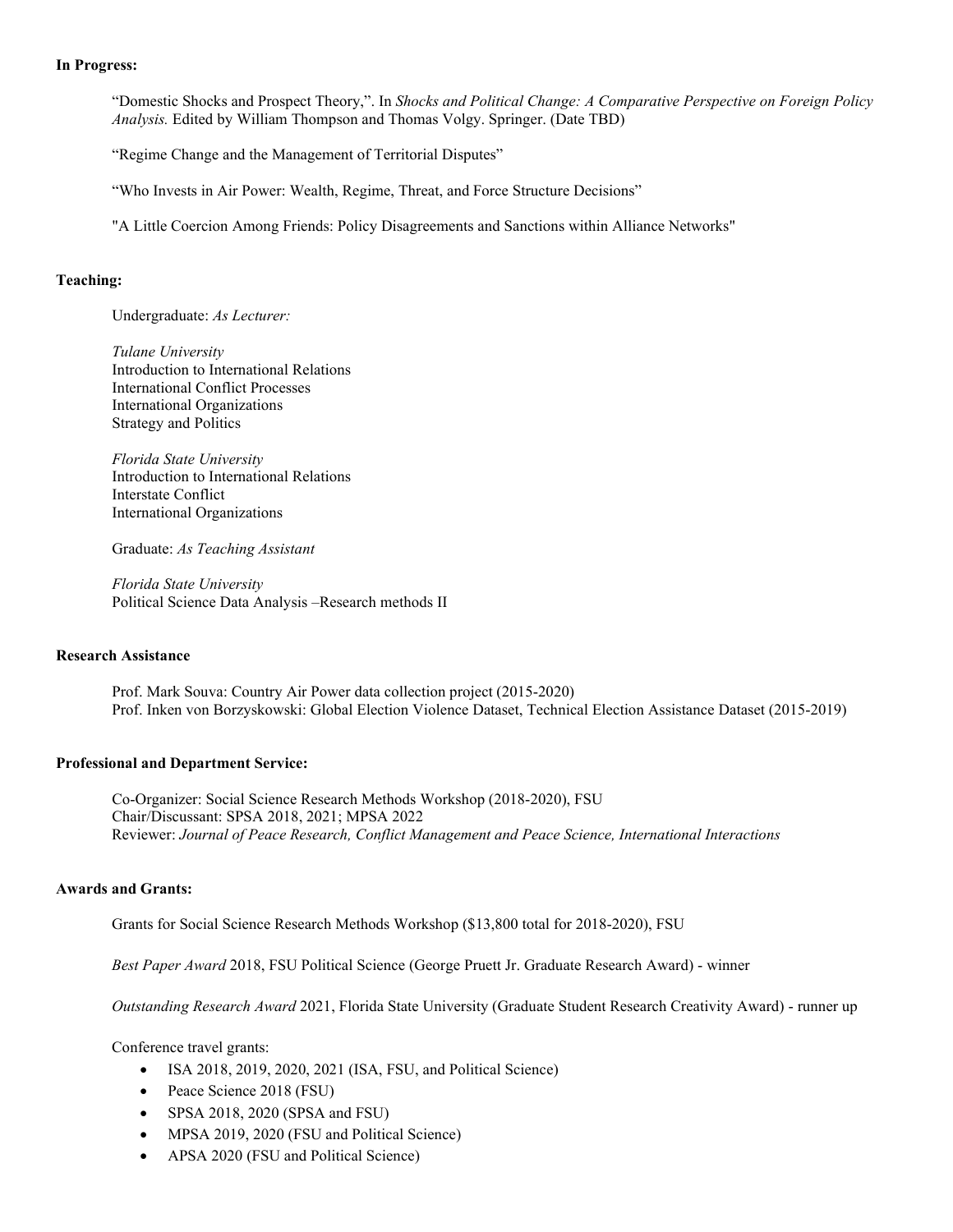**In Progress:**

"Domestic Shocks and Prospect Theory,". In *Shocks and Political Change: A Comparative Perspective on Foreign Policy Analysis.* Edited by William Thompson and Thomas Volgy. Springer. (Date TBD)

"Regime Change and the Management of Territorial Disputes"

"Who Invests in Air Power: Wealth, Regime, Threat, and Force Structure Decisions"

"A Little Coercion Among Friends: Policy Disagreements and Sanctions within Alliance Networks"

**Teaching:**

Undergraduate: *As Lecturer:*

*Tulane University*
Introduction to International Relations
International Conflict Processes
International Organizations
Strategy and Politics

*Florida State University*
Introduction to International Relations
Interstate Conflict
International Organizations

Graduate: *As Teaching Assistant*

*Florida State University*
Political Science Data Analysis –Research methods II

**Research Assistance**

Prof. Mark Souva: Country Air Power data collection project (2015-2020)
Prof. Inken von Borzyskowski: Global Election Violence Dataset, Technical Election Assistance Dataset (2015-2019)

**Professional and Department Service:**

Co-Organizer: Social Science Research Methods Workshop (2018-2020), FSU
Chair/Discussant: SPSA 2018, 2021; MPSA 2022
Reviewer: *Journal of Peace Research, Conflict Management and Peace Science, International Interactions*

**Awards and Grants:**

Grants for Social Science Research Methods Workshop ($13,800 total for 2018-2020), FSU

*Best Paper Award* 2018, FSU Political Science (George Pruett Jr. Graduate Research Award) - winner

*Outstanding Research Award* 2021, Florida State University (Graduate Student Research Creativity Award) - runner up

Conference travel grants:

- ISA 2018, 2019, 2020, 2021 (ISA, FSU, and Political Science)
- Peace Science 2018 (FSU)
- SPSA 2018, 2020 (SPSA and FSU)
- MPSA 2019, 2020 (FSU and Political Science)
- APSA 2020 (FSU and Political Science)